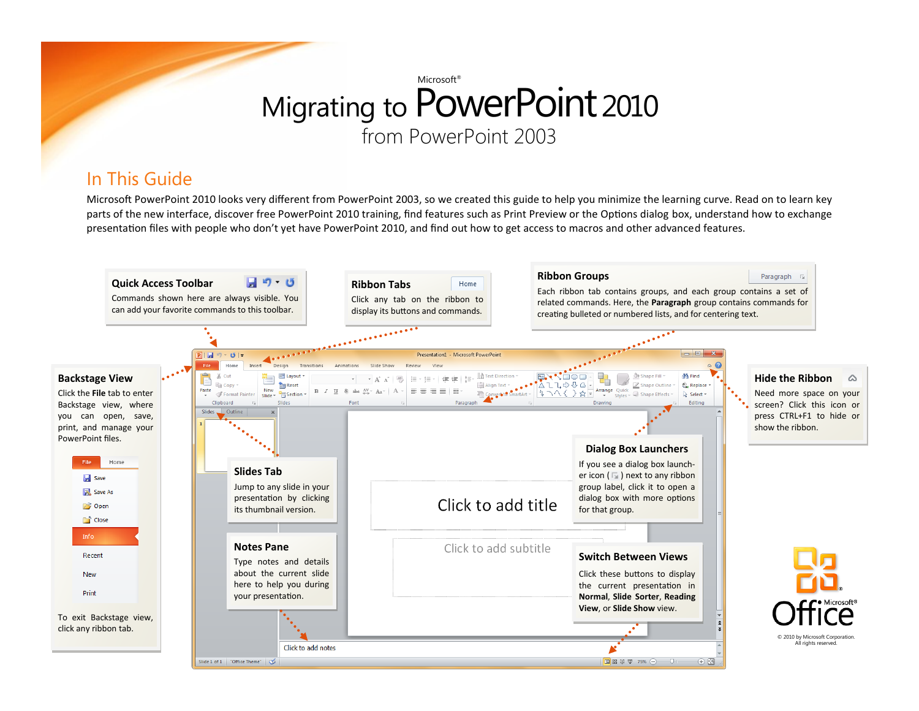Microsoft®

# Migrating to PowerPoint 2010 from PowerPoint 2003

## In This Guide

Microsoft PowerPoint 2010 looks very different from PowerPoint 2003, so we created this guide to help you minimize the learning curve. Read on to learn key parts of the new interface, discover free PowerPoint 2010 training, find features such as Print Preview or the Options dialog box, understand how to exchange presentation files with people who don't yet have PowerPoint 2010, and find out how to get access to macros and other advanced features.

### Quick Access Toolbar

Commands shown here are always visible. You can add your favorite commands to this toolbar.

### Ribbon Tabs

Click any tab on the ribbon to display its buttons and commands.

### Ribbon Groups

Each ribbon tab contains groups, and each group contains a set of related commands. Here, the **Paragraph** group contains commands for creating bulleted or numbered lists, and for centering text.

### Backstage View

Click the **File** tab to enter Backstage view, where you can open, save, print, and manage your PowerPoint files.

To exit Backstage view, click any ribbon tab.

### Hide the Ribbon

Need more space on your screen? Click this icon or press CTRL+F1 to hide or show the ribbon.

### Slides Tab

Jump to any slide in your presentation by clicking its thumbnail version.

### Notes Pane

Type notes and details about the current slide here to help you during your presentation.

### Dialog Box Launchers

If you see a dialog box launcher icon ( ) next to any ribbon group label, click it to open a dialog box with more options for that group.

### Switch Between Views

Click these buttons to display the current presentation in **Normal**, **Slide Sorter**, **Reading View**, or **Slide Show** view.

© 2010 by Microsoft Corporation. All rights reserved.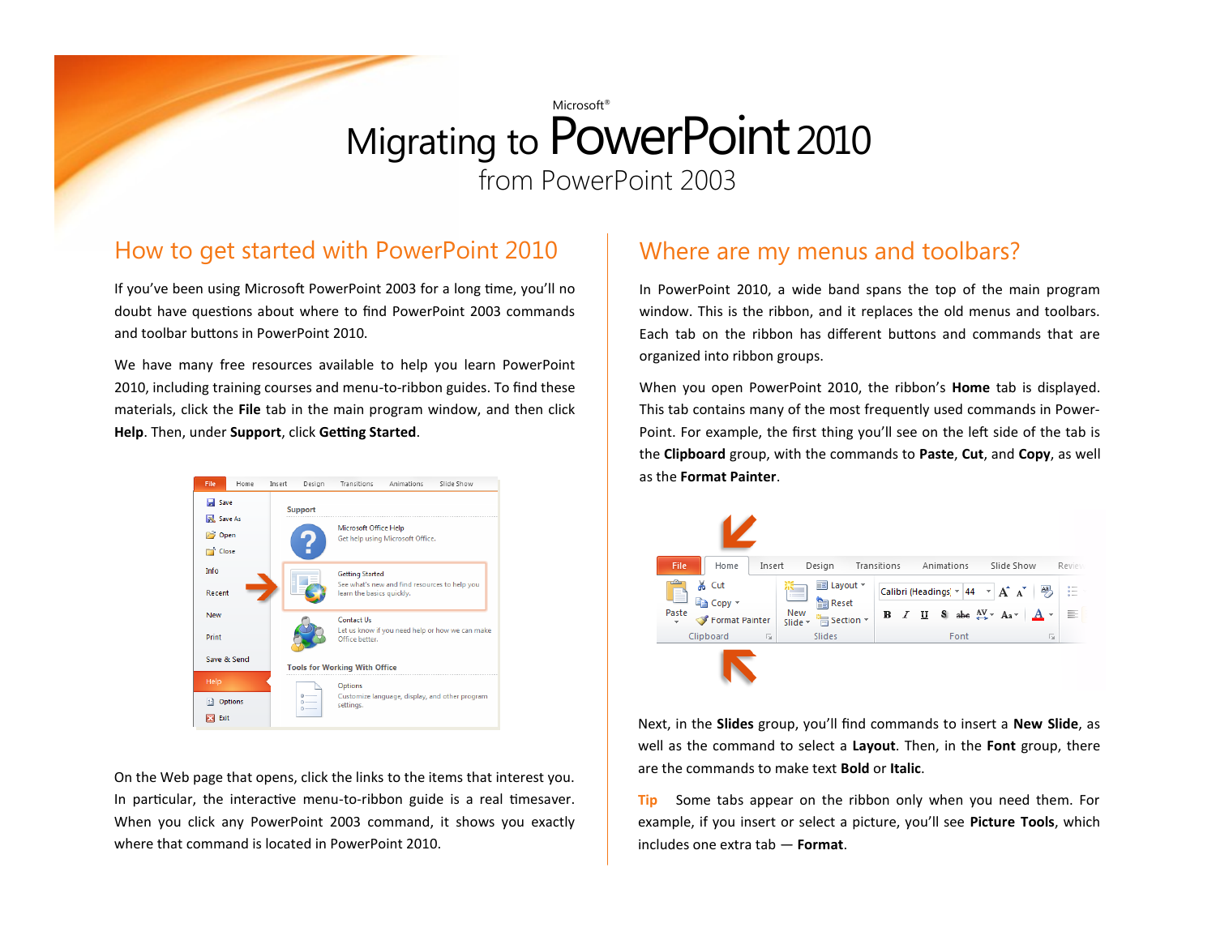Microsoft®

# Migrating to PowerPoint 2010 from PowerPoint 2003

## How to get started with PowerPoint 2010

If you've been using Microsoft PowerPoint 2003 for a long time, you'll no doubt have questions about where to find PowerPoint 2003 commands and toolbar buttons in PowerPoint 2010.

We have many free resources available to help you learn PowerPoint 2010, including training courses and menu-to-ribbon guides. To find these materials, click the **File** tab in the main program window, and then click **Help**. Then, under **Support**, click **Getting Started**.

On the Web page that opens, click the links to the items that interest you. In particular, the interactive menu-to-ribbon guide is a real timesaver. When you click any PowerPoint 2003 command, it shows you exactly where that command is located in PowerPoint 2010.

## Where are my menus and toolbars?

In PowerPoint 2010, a wide band spans the top of the main program window. This is the ribbon, and it replaces the old menus and toolbars. Each tab on the ribbon has different buttons and commands that are organized into ribbon groups.

When you open PowerPoint 2010, the ribbon's **Home** tab is displayed. This tab contains many of the most frequently used commands in PowerPoint. For example, the first thing you'll see on the left side of the tab is the **Clipboard** group, with the commands to **Paste**, **Cut**, and **Copy**, as well as the **Format Painter**.

Next, in the **Slides** group, you'll find commands to insert a **New Slide**, as well as the command to select a **Layout**. Then, in the **Font** group, there are the commands to make text **Bold** or **Italic**.

**Tip** Some tabs appear on the ribbon only when you need them. For example, if you insert or select a picture, you'll see **Picture Tools**, which includes one extra tab — **Format**.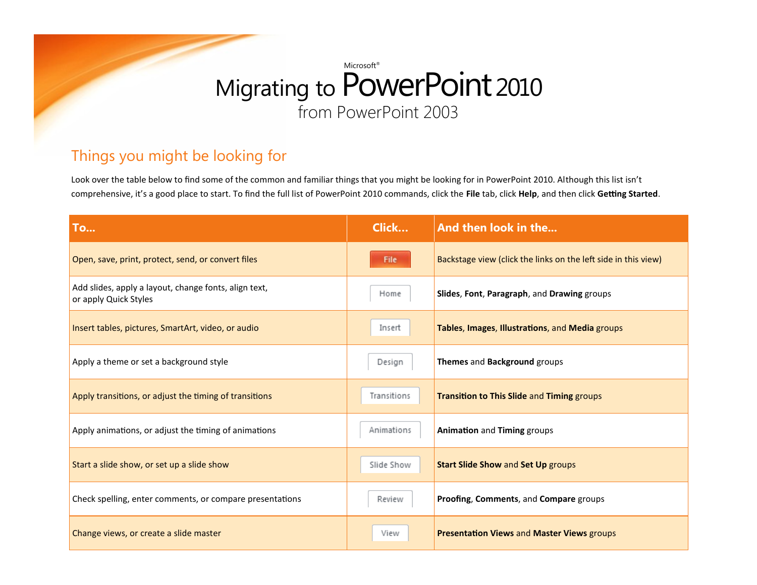Microsoft®

# Migrating to PowerPoint 2010

from PowerPoint 2003

## Things you might be looking for

Look over the table below to find some of the common and familiar things that you might be looking for in PowerPoint 2010. Although this list isn't comprehensive, it's a good place to start. To find the full list of PowerPoint 2010 commands, click the **File** tab, click **Help**, and then click **Getting Started**.

| To... | Click... | And then look in the... |
|---|---|---|
| Open, save, print, protect, send, or convert files | File | Backstage view (click the links on the left side in this view) |
| Add slides, apply a layout, change fonts, align text, or apply Quick Styles | Home | **Slides**, **Font**, **Paragraph**, and **Drawing** groups |
| Insert tables, pictures, SmartArt, video, or audio | Insert | **Tables**, **Images**, **Illustrations**, and **Media** groups |
| Apply a theme or set a background style | Design | **Themes** and **Background** groups |
| Apply transitions, or adjust the timing of transitions | Transitions | **Transition to This Slide** and **Timing** groups |
| Apply animations, or adjust the timing of animations | Animations | **Animation** and **Timing** groups |
| Start a slide show, or set up a slide show | Slide Show | **Start Slide Show** and **Set Up** groups |
| Check spelling, enter comments, or compare presentations | Review | **Proofing**, **Comments**, and **Compare** groups |
| Change views, or create a slide master | View | **Presentation Views** and **Master Views** groups |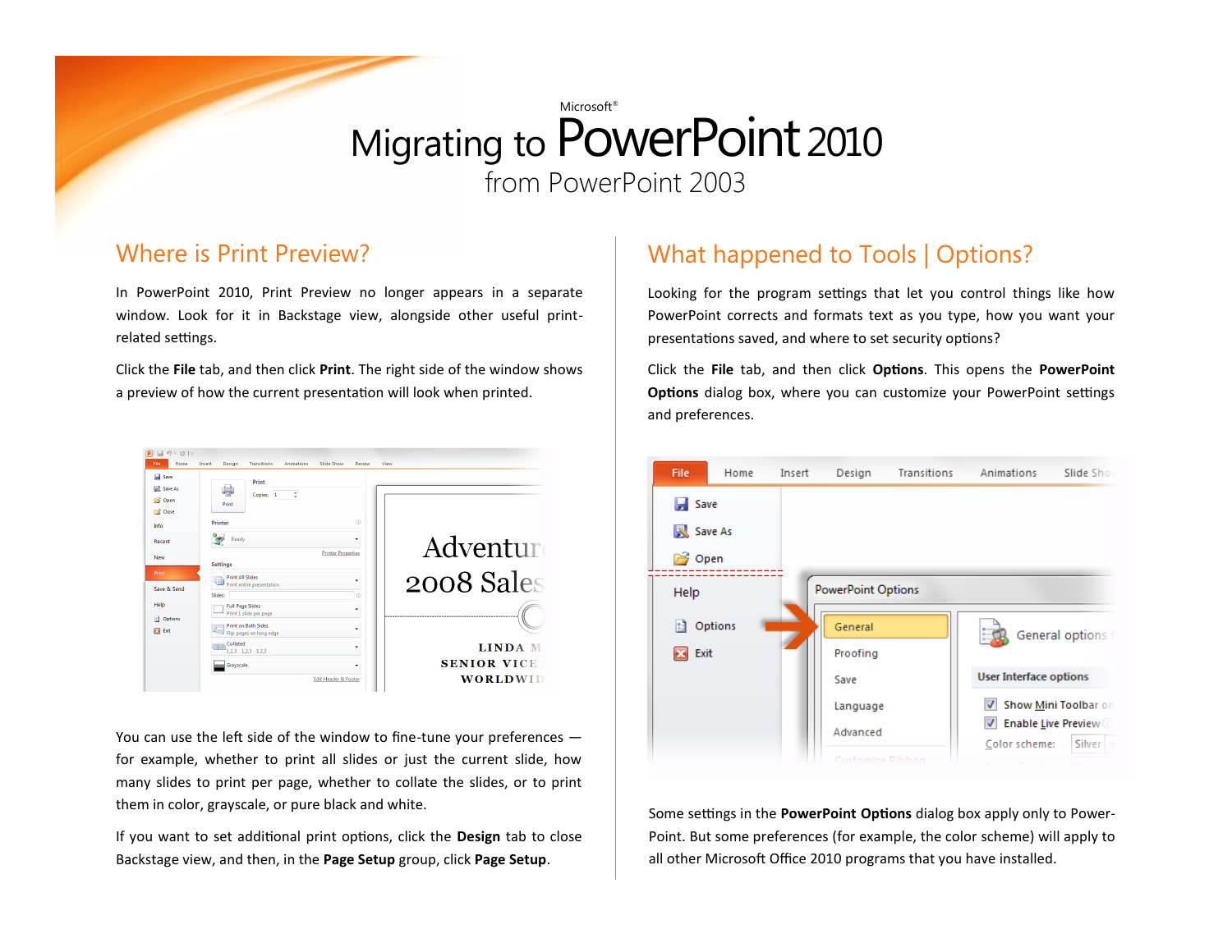# Migrating to PowerPoint 2010 from PowerPoint 2003

## Where is Print Preview?

In PowerPoint 2010, Print Preview no longer appears in a separate window. Look for it in Backstage view, alongside other useful print-related settings.

Click the **File** tab, and then click **Print**. The right side of the window shows a preview of how the current presentation will look when printed.

You can use the left side of the window to fine-tune your preferences — for example, whether to print all slides or just the current slide, how many slides to print per page, whether to collate the slides, or to print them in color, grayscale, or pure black and white.

If you want to set additional print options, click the **Design** tab to close Backstage view, and then, in the **Page Setup** group, click **Page Setup**.

## What happened to Tools | Options?

Looking for the program settings that let you control things like how PowerPoint corrects and formats text as you type, how you want your presentations saved, and where to set security options?

Click the **File** tab, and then click **Options**. This opens the **PowerPoint Options** dialog box, where you can customize your PowerPoint settings and preferences.

Some settings in the **PowerPoint Options** dialog box apply only to PowerPoint. But some preferences (for example, the color scheme) will apply to all other Microsoft Office 2010 programs that you have installed.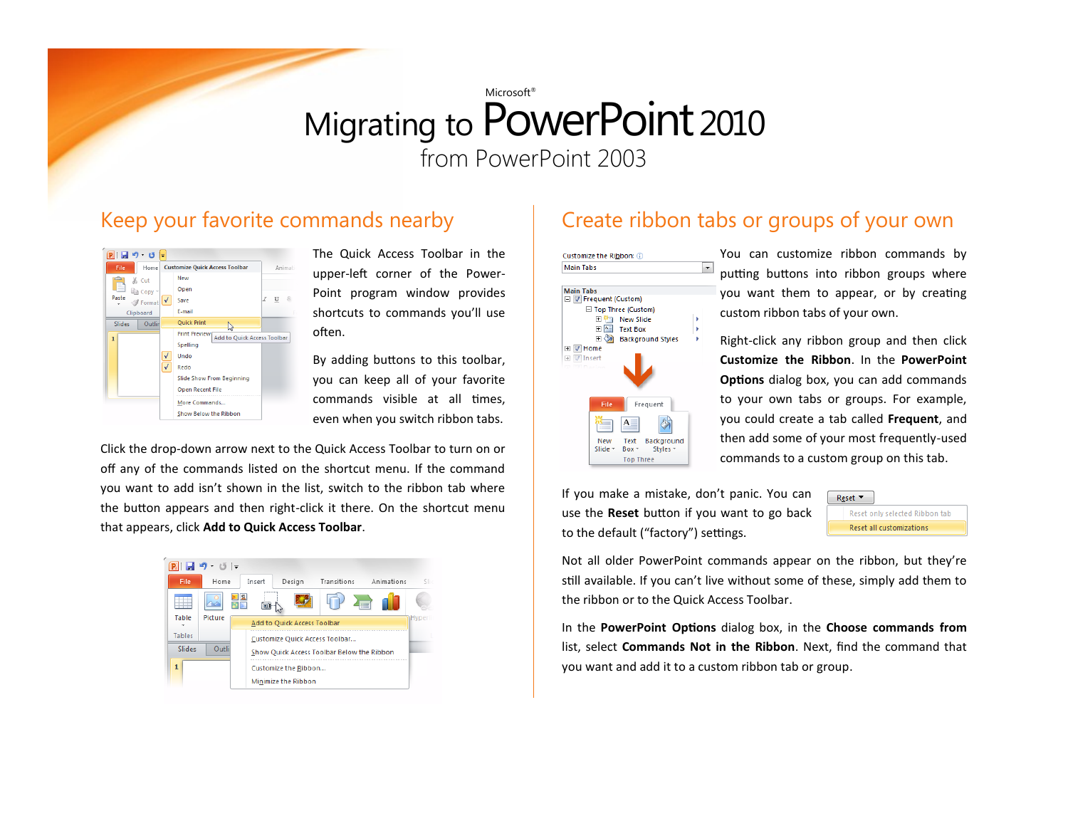Microsoft®

# Migrating to PowerPoint 2010

from PowerPoint 2003

## Keep your favorite commands nearby

The Quick Access Toolbar in the upper-left corner of the PowerPoint program window provides shortcuts to commands you'll use often.

By adding buttons to this toolbar, you can keep all of your favorite commands visible at all times, even when you switch ribbon tabs.

Click the drop-down arrow next to the Quick Access Toolbar to turn on or off any of the commands listed on the shortcut menu. If the command you want to add isn't shown in the list, switch to the ribbon tab where the button appears and then right-click it there. On the shortcut menu that appears, click **Add to Quick Access Toolbar**.

## Create ribbon tabs or groups of your own

You can customize ribbon commands by putting buttons into ribbon groups where you want them to appear, or by creating custom ribbon tabs of your own.

Right-click any ribbon group and then click **Customize the Ribbon**. In the **PowerPoint Options** dialog box, you can add commands to your own tabs or groups. For example, you could create a tab called **Frequent**, and then add some of your most frequently-used commands to a custom group on this tab.

If you make a mistake, don't panic. You can use the **Reset** button if you want to go back to the default ("factory") settings.

Not all older PowerPoint commands appear on the ribbon, but they're still available. If you can't live without some of these, simply add them to the ribbon or to the Quick Access Toolbar.

In the **PowerPoint Options** dialog box, in the **Choose commands from** list, select **Commands Not in the Ribbon**. Next, find the command that you want and add it to a custom ribbon tab or group.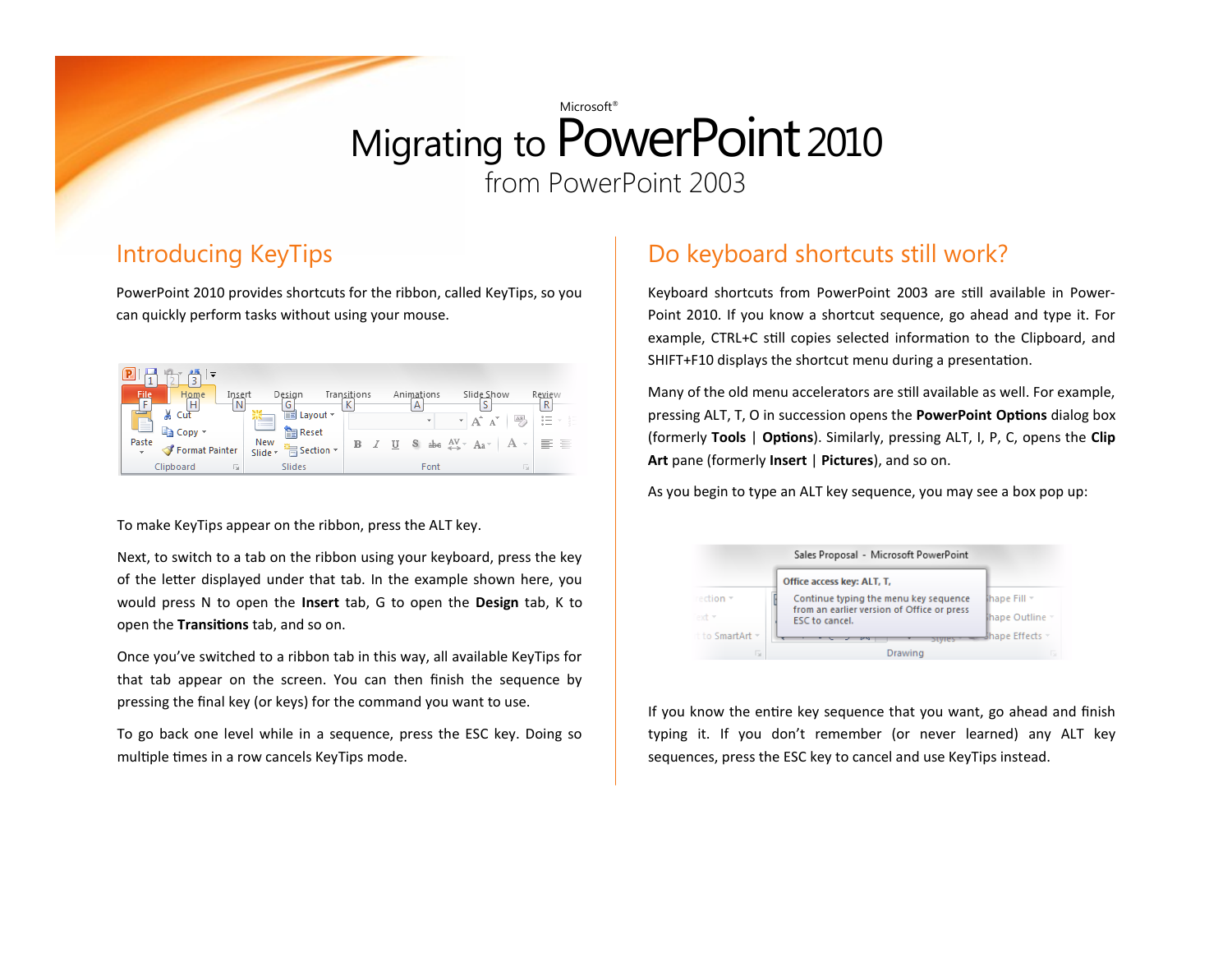Microsoft®

# Migrating to PowerPoint 2010

from PowerPoint 2003

## Introducing KeyTips

PowerPoint 2010 provides shortcuts for the ribbon, called KeyTips, so you can quickly perform tasks without using your mouse.

To make KeyTips appear on the ribbon, press the ALT key.

Next, to switch to a tab on the ribbon using your keyboard, press the key of the letter displayed under that tab. In the example shown here, you would press N to open the **Insert** tab, G to open the **Design** tab, K to open the **Transitions** tab, and so on.

Once you've switched to a ribbon tab in this way, all available KeyTips for that tab appear on the screen. You can then finish the sequence by pressing the final key (or keys) for the command you want to use.

To go back one level while in a sequence, press the ESC key. Doing so multiple times in a row cancels KeyTips mode.

## Do keyboard shortcuts still work?

Keyboard shortcuts from PowerPoint 2003 are still available in PowerPoint 2010. If you know a shortcut sequence, go ahead and type it. For example, CTRL+C still copies selected information to the Clipboard, and SHIFT+F10 displays the shortcut menu during a presentation.

Many of the old menu accelerators are still available as well. For example, pressing ALT, T, O in succession opens the **PowerPoint Options** dialog box (formerly **Tools** | **Options**). Similarly, pressing ALT, I, P, C, opens the **Clip Art** pane (formerly **Insert** | **Pictures**), and so on.

As you begin to type an ALT key sequence, you may see a box pop up:

If you know the entire key sequence that you want, go ahead and finish typing it. If you don't remember (or never learned) any ALT key sequences, press the ESC key to cancel and use KeyTips instead.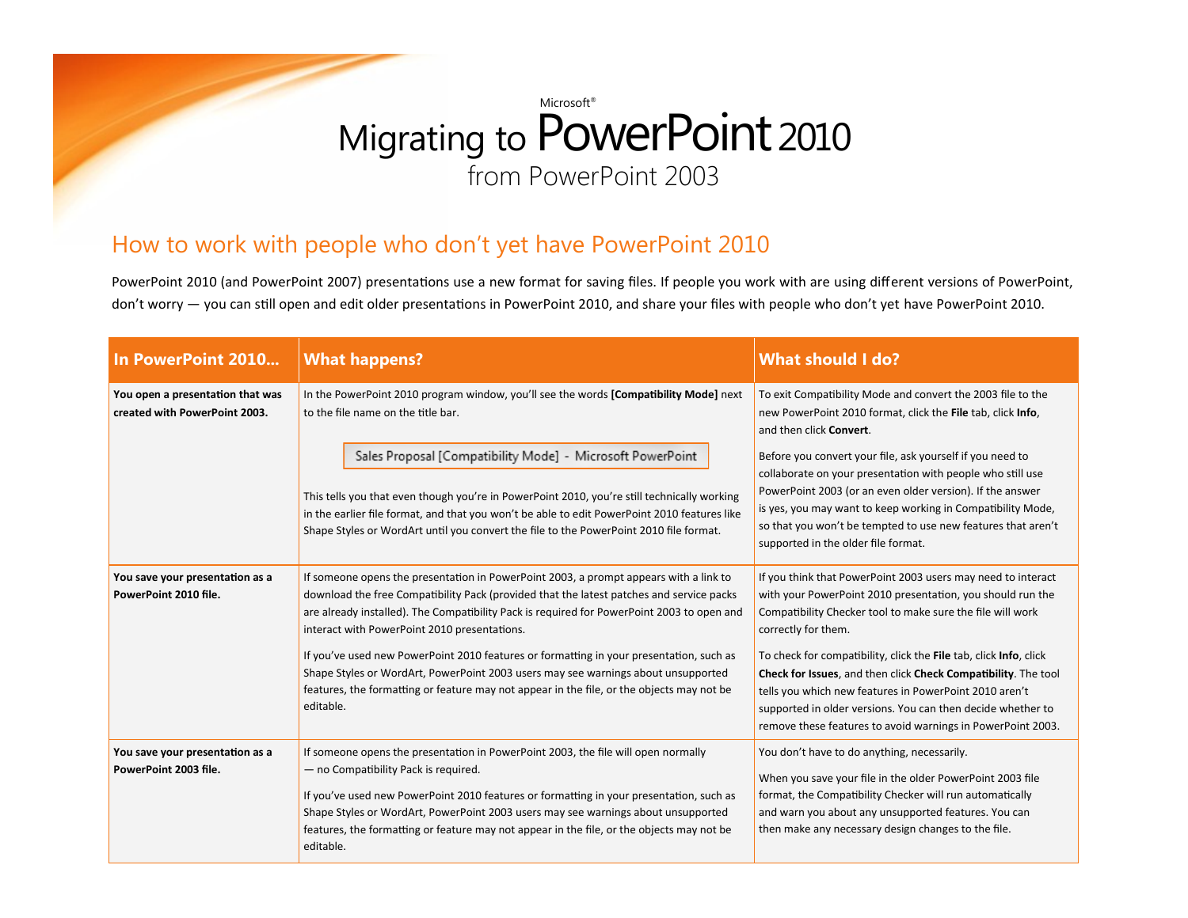Microsoft®

# Migrating to PowerPoint 2010

from PowerPoint 2003

## How to work with people who don't yet have PowerPoint 2010

PowerPoint 2010 (and PowerPoint 2007) presentations use a new format for saving files. If people you work with are using different versions of PowerPoint, don't worry — you can still open and edit older presentations in PowerPoint 2010, and share your files with people who don't yet have PowerPoint 2010.

| In PowerPoint 2010... | What happens? | What should I do? |
|---|---|---|
| **You open a presentation that was created with PowerPoint 2003.** | In the PowerPoint 2010 program window, you'll see the words **[Compatibility Mode]** next to the file name on the title bar.<br><br>Sales Proposal [Compatibility Mode] - Microsoft PowerPoint<br><br>This tells you that even though you're in PowerPoint 2010, you're still technically working in the earlier file format, and that you won't be able to edit PowerPoint 2010 features like Shape Styles or WordArt until you convert the file to the PowerPoint 2010 file format. | To exit Compatibility Mode and convert the 2003 file to the new PowerPoint 2010 format, click the **File** tab, click **Info**, and then click **Convert**.<br><br>Before you convert your file, ask yourself if you need to collaborate on your presentation with people who still use PowerPoint 2003 (or an even older version). If the answer is yes, you may want to keep working in Compatibility Mode, so that you won't be tempted to use new features that aren't supported in the older file format. |
| **You save your presentation as a PowerPoint 2010 file.** | If someone opens the presentation in PowerPoint 2003, a prompt appears with a link to download the free Compatibility Pack (provided that the latest patches and service packs are already installed). The Compatibility Pack is required for PowerPoint 2003 to open and interact with PowerPoint 2010 presentations.<br><br>If you've used new PowerPoint 2010 features or formatting in your presentation, such as Shape Styles or WordArt, PowerPoint 2003 users may see warnings about unsupported features, the formatting or feature may not appear in the file, or the objects may not be editable. | If you think that PowerPoint 2003 users may need to interact with your PowerPoint 2010 presentation, you should run the Compatibility Checker tool to make sure the file will work correctly for them.<br><br>To check for compatibility, click the **File** tab, click **Info**, click **Check for Issues**, and then click **Check Compatibility**. The tool tells you which new features in PowerPoint 2010 aren't supported in older versions. You can then decide whether to remove these features to avoid warnings in PowerPoint 2003. |
| **You save your presentation as a PowerPoint 2003 file.** | If someone opens the presentation in PowerPoint 2003, the file will open normally — no Compatibility Pack is required.<br><br>If you've used new PowerPoint 2010 features or formatting in your presentation, such as Shape Styles or WordArt, PowerPoint 2003 users may see warnings about unsupported features, the formatting or feature may not appear in the file, or the objects may not be editable. | You don't have to do anything, necessarily.<br><br>When you save your file in the older PowerPoint 2003 file format, the Compatibility Checker will run automatically and warn you about any unsupported features. You can then make any necessary design changes to the file. |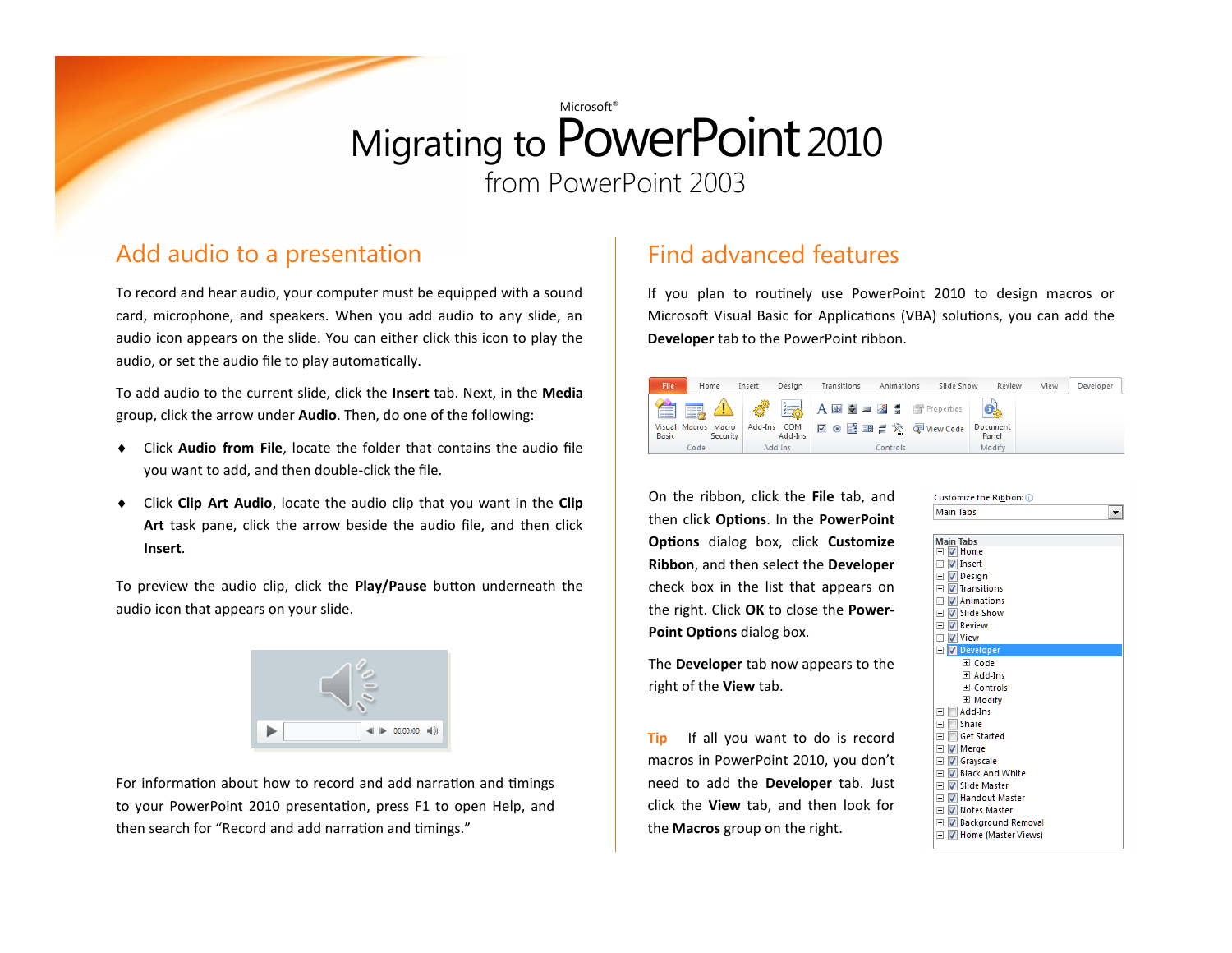Microsoft®

# Migrating to PowerPoint 2010

from PowerPoint 2003

## Add audio to a presentation

To record and hear audio, your computer must be equipped with a sound card, microphone, and speakers. When you add audio to any slide, an audio icon appears on the slide. You can either click this icon to play the audio, or set the audio file to play automatically.

To add audio to the current slide, click the **Insert** tab. Next, in the **Media** group, click the arrow under **Audio**. Then, do one of the following:

- Click **Audio from File**, locate the folder that contains the audio file you want to add, and then double-click the file.
- Click **Clip Art Audio**, locate the audio clip that you want in the **Clip Art** task pane, click the arrow beside the audio file, and then click **Insert**.

To preview the audio clip, click the **Play/Pause** button underneath the audio icon that appears on your slide.

For information about how to record and add narration and timings to your PowerPoint 2010 presentation, press F1 to open Help, and then search for "Record and add narration and timings."

## Find advanced features

If you plan to routinely use PowerPoint 2010 to design macros or Microsoft Visual Basic for Applications (VBA) solutions, you can add the **Developer** tab to the PowerPoint ribbon.

On the ribbon, click the **File** tab, and then click **Options**. In the **PowerPoint Options** dialog box, click **Customize Ribbon**, and then select the **Developer** check box in the list that appears on the right. Click **OK** to close the **PowerPoint Options** dialog box.

The **Developer** tab now appears to the right of the **View** tab.

**Tip** If all you want to do is record macros in PowerPoint 2010, you don't need to add the **Developer** tab. Just click the **View** tab, and then look for the **Macros** group on the right.